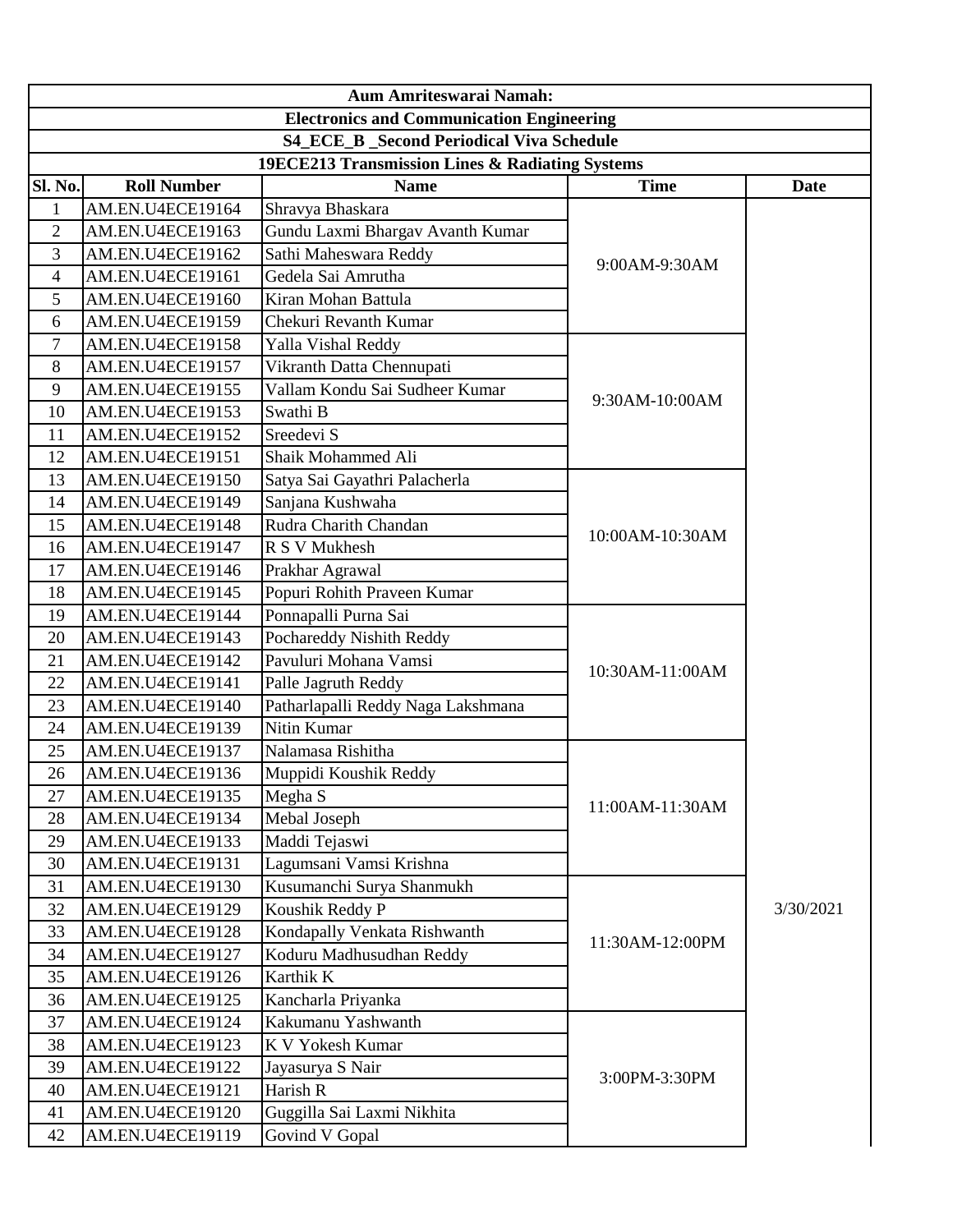**Aum Amriteswarai Namah:**

**Electronics and Communication Engineering**

**S4_ECE_B _Second Periodical Viva Schedule**

**19ECE213 Transmission Lines & Radiating Systems**

| Sl. No. | Roll Number | Name | Time | Date |
|---|---|---|---|---|
| 1 | AM.EN.U4ECE19164 | Shravya Bhaskara | 9:00AM-9:30AM | 3/30/2021 |
| 2 | AM.EN.U4ECE19163 | Gundu Laxmi Bhargav Avanth Kumar | | |
| 3 | AM.EN.U4ECE19162 | Sathi Maheswara Reddy | | |
| 4 | AM.EN.U4ECE19161 | Gedela Sai Amrutha | | |
| 5 | AM.EN.U4ECE19160 | Kiran Mohan Battula | | |
| 6 | AM.EN.U4ECE19159 | Chekuri Revanth Kumar | | |
| 7 | AM.EN.U4ECE19158 | Yalla Vishal Reddy | 9:30AM-10:00AM | |
| 8 | AM.EN.U4ECE19157 | Vikranth Datta Chennupati | | |
| 9 | AM.EN.U4ECE19155 | Vallam Kondu Sai Sudheer Kumar | | |
| 10 | AM.EN.U4ECE19153 | Swathi B | | |
| 11 | AM.EN.U4ECE19152 | Sreedevi S | | |
| 12 | AM.EN.U4ECE19151 | Shaik Mohammed Ali | | |
| 13 | AM.EN.U4ECE19150 | Satya Sai Gayathri Palacherla | 10:00AM-10:30AM | |
| 14 | AM.EN.U4ECE19149 | Sanjana Kushwaha | | |
| 15 | AM.EN.U4ECE19148 | Rudra Charith Chandan | | |
| 16 | AM.EN.U4ECE19147 | R S V Mukhesh | | |
| 17 | AM.EN.U4ECE19146 | Prakhar Agrawal | | |
| 18 | AM.EN.U4ECE19145 | Popuri Rohith Praveen Kumar | | |
| 19 | AM.EN.U4ECE19144 | Ponnapalli Purna Sai | 10:30AM-11:00AM | |
| 20 | AM.EN.U4ECE19143 | Pochareddy Nishith Reddy | | |
| 21 | AM.EN.U4ECE19142 | Pavuluri Mohana Vamsi | | |
| 22 | AM.EN.U4ECE19141 | Palle Jagruth Reddy | | |
| 23 | AM.EN.U4ECE19140 | Patharlapalli Reddy Naga Lakshmana | | |
| 24 | AM.EN.U4ECE19139 | Nitin Kumar | | |
| 25 | AM.EN.U4ECE19137 | Nalamasa Rishitha | 11:00AM-11:30AM | |
| 26 | AM.EN.U4ECE19136 | Muppidi Koushik Reddy | | |
| 27 | AM.EN.U4ECE19135 | Megha S | | |
| 28 | AM.EN.U4ECE19134 | Mebal Joseph | | |
| 29 | AM.EN.U4ECE19133 | Maddi Tejaswi | | |
| 30 | AM.EN.U4ECE19131 | Lagumsani Vamsi Krishna | | |
| 31 | AM.EN.U4ECE19130 | Kusumanchi Surya Shanmukh | 11:30AM-12:00PM | |
| 32 | AM.EN.U4ECE19129 | Koushik Reddy P | | |
| 33 | AM.EN.U4ECE19128 | Kondapally Venkata Rishwanth | | |
| 34 | AM.EN.U4ECE19127 | Koduru Madhusudhan Reddy | | |
| 35 | AM.EN.U4ECE19126 | Karthik K | | |
| 36 | AM.EN.U4ECE19125 | Kancharla Priyanka | | |
| 37 | AM.EN.U4ECE19124 | Kakumanu Yashwanth | 3:00PM-3:30PM | |
| 38 | AM.EN.U4ECE19123 | K V Yokesh Kumar | | |
| 39 | AM.EN.U4ECE19122 | Jayasurya S Nair | | |
| 40 | AM.EN.U4ECE19121 | Harish R | | |
| 41 | AM.EN.U4ECE19120 | Guggilla Sai Laxmi Nikhita | | |
| 42 | AM.EN.U4ECE19119 | Govind V Gopal | | |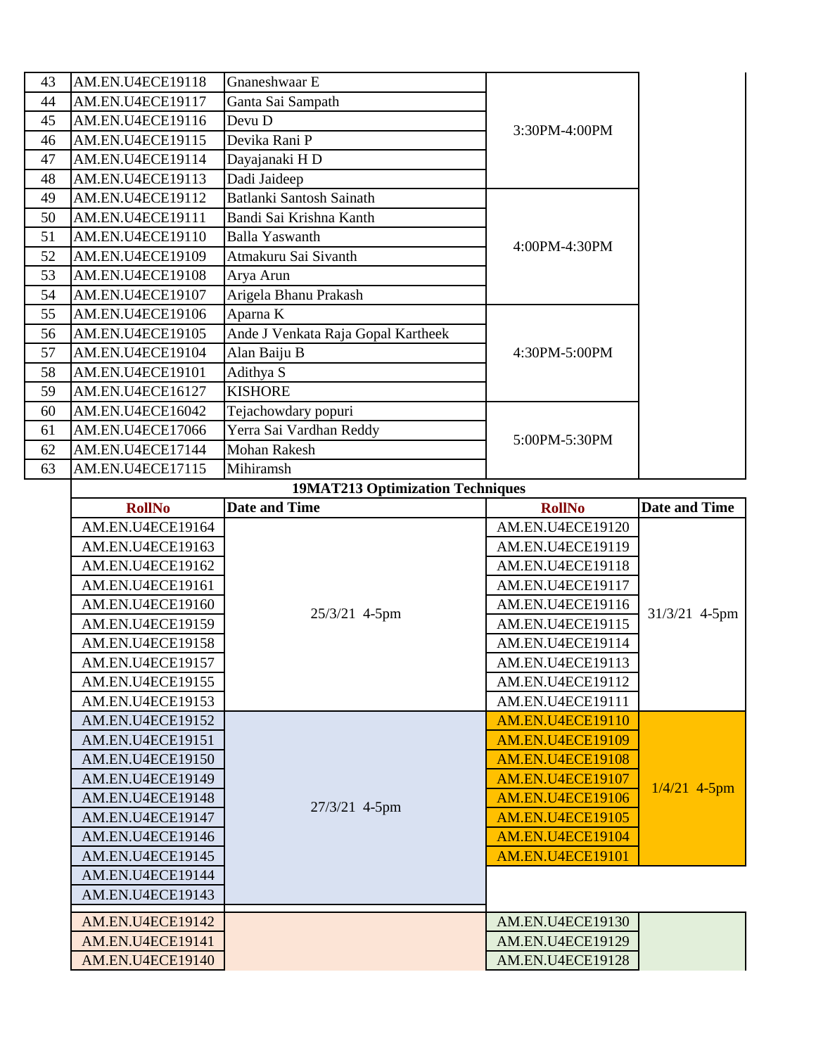| | | | | |
|---|---|---|---|---|
| 43 | AM.EN.U4ECE19118 | Gnaneshwaar E | 3:30PM-4:00PM | |
| 44 | AM.EN.U4ECE19117 | Ganta Sai Sampath | | |
| 45 | AM.EN.U4ECE19116 | Devu D | | |
| 46 | AM.EN.U4ECE19115 | Devika Rani P | | |
| 47 | AM.EN.U4ECE19114 | Dayajanaki H D | | |
| 48 | AM.EN.U4ECE19113 | Dadi Jaideep | | |
| 49 | AM.EN.U4ECE19112 | Batlanki Santosh Sainath | 4:00PM-4:30PM | |
| 50 | AM.EN.U4ECE19111 | Bandi Sai Krishna Kanth | | |
| 51 | AM.EN.U4ECE19110 | Balla Yaswanth | | |
| 52 | AM.EN.U4ECE19109 | Atmakuru Sai Sivanth | | |
| 53 | AM.EN.U4ECE19108 | Arya Arun | | |
| 54 | AM.EN.U4ECE19107 | Arigela Bhanu Prakash | | |
| 55 | AM.EN.U4ECE19106 | Aparna K | 4:30PM-5:00PM | |
| 56 | AM.EN.U4ECE19105 | Ande J Venkata Raja Gopal Kartheek | | |
| 57 | AM.EN.U4ECE19104 | Alan Baiju B | | |
| 58 | AM.EN.U4ECE19101 | Adithya S | | |
| 59 | AM.EN.U4ECE16127 | KISHORE | | |
| 60 | AM.EN.U4ECE16042 | Tejachowdary popuri | 5:00PM-5:30PM | |
| 61 | AM.EN.U4ECE17066 | Yerra Sai Vardhan Reddy | | |
| 62 | AM.EN.U4ECE17144 | Mohan Rakesh | | |
| 63 | AM.EN.U4ECE17115 | Mihiramsh | | |

**19MAT213 Optimization Techniques**

| RollNo | Date and Time | RollNo | Date and Time |
|---|---|---|---|
| AM.EN.U4ECE19164 | 25/3/21 4-5pm | AM.EN.U4ECE19120 | 31/3/21 4-5pm |
| AM.EN.U4ECE19163 | | AM.EN.U4ECE19119 | |
| AM.EN.U4ECE19162 | | AM.EN.U4ECE19118 | |
| AM.EN.U4ECE19161 | | AM.EN.U4ECE19117 | |
| AM.EN.U4ECE19160 | | AM.EN.U4ECE19116 | |
| AM.EN.U4ECE19159 | | AM.EN.U4ECE19115 | |
| AM.EN.U4ECE19158 | | AM.EN.U4ECE19114 | |
| AM.EN.U4ECE19157 | | AM.EN.U4ECE19113 | |
| AM.EN.U4ECE19155 | | AM.EN.U4ECE19112 | |
| AM.EN.U4ECE19153 | | AM.EN.U4ECE19111 | |
| AM.EN.U4ECE19152 | 27/3/21 4-5pm | AM.EN.U4ECE19110 | 1/4/21 4-5pm |
| AM.EN.U4ECE19151 | | AM.EN.U4ECE19109 | |
| AM.EN.U4ECE19150 | | AM.EN.U4ECE19108 | |
| AM.EN.U4ECE19149 | | AM.EN.U4ECE19107 | |
| AM.EN.U4ECE19148 | | AM.EN.U4ECE19106 | |
| AM.EN.U4ECE19147 | | AM.EN.U4ECE19105 | |
| AM.EN.U4ECE19146 | | AM.EN.U4ECE19104 | |
| AM.EN.U4ECE19145 | | AM.EN.U4ECE19101 | |
| AM.EN.U4ECE19144 | | | |
| AM.EN.U4ECE19143 | | | |
| AM.EN.U4ECE19142 | | AM.EN.U4ECE19130 | |
| AM.EN.U4ECE19141 | | AM.EN.U4ECE19129 | |
| AM.EN.U4ECE19140 | | AM.EN.U4ECE19128 | |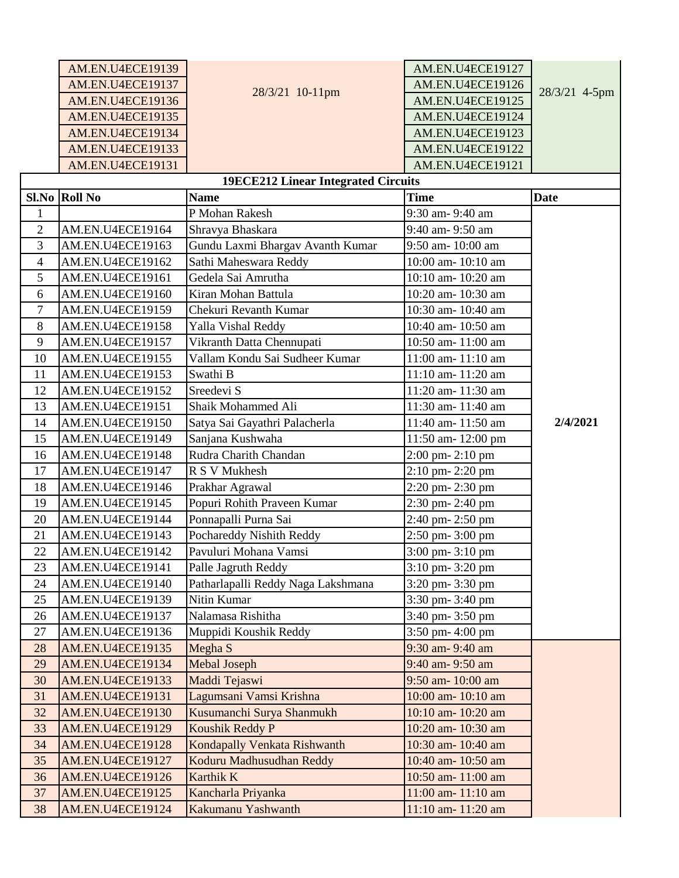| | | | |
|---|---|---|---|
| AM.EN.U4ECE19139 | 28/3/21 10-11pm | AM.EN.U4ECE19127 | 28/3/21 4-5pm |
| AM.EN.U4ECE19137 | | AM.EN.U4ECE19126 | |
| AM.EN.U4ECE19136 | | AM.EN.U4ECE19125 | |
| AM.EN.U4ECE19135 | | AM.EN.U4ECE19124 | |
| AM.EN.U4ECE19134 | | AM.EN.U4ECE19123 | |
| AM.EN.U4ECE19133 | | AM.EN.U4ECE19122 | |
| AM.EN.U4ECE19131 | | AM.EN.U4ECE19121 | |

**19ECE212 Linear Integrated Circuits**

| Sl.No | Roll No | Name | Time | Date |
|---|---|---|---|---|
| 1 | | P Mohan Rakesh | 9:30 am- 9:40 am | 2/4/2021 |
| 2 | AM.EN.U4ECE19164 | Shravya Bhaskara | 9:40 am- 9:50 am | |
| 3 | AM.EN.U4ECE19163 | Gundu Laxmi Bhargav Avanth Kumar | 9:50 am- 10:00 am | |
| 4 | AM.EN.U4ECE19162 | Sathi Maheswara Reddy | 10:00 am- 10:10 am | |
| 5 | AM.EN.U4ECE19161 | Gedela Sai Amrutha | 10:10 am- 10:20 am | |
| 6 | AM.EN.U4ECE19160 | Kiran Mohan Battula | 10:20 am- 10:30 am | |
| 7 | AM.EN.U4ECE19159 | Chekuri Revanth Kumar | 10:30 am- 10:40 am | |
| 8 | AM.EN.U4ECE19158 | Yalla Vishal Reddy | 10:40 am- 10:50 am | |
| 9 | AM.EN.U4ECE19157 | Vikranth Datta Chennupati | 10:50 am- 11:00 am | |
| 10 | AM.EN.U4ECE19155 | Vallam Kondu Sai Sudheer Kumar | 11:00 am- 11:10 am | |
| 11 | AM.EN.U4ECE19153 | Swathi B | 11:10 am- 11:20 am | |
| 12 | AM.EN.U4ECE19152 | Sreedevi S | 11:20 am- 11:30 am | |
| 13 | AM.EN.U4ECE19151 | Shaik Mohammed Ali | 11:30 am- 11:40 am | |
| 14 | AM.EN.U4ECE19150 | Satya Sai Gayathri Palacherla | 11:40 am- 11:50 am | |
| 15 | AM.EN.U4ECE19149 | Sanjana Kushwaha | 11:50 am- 12:00 pm | |
| 16 | AM.EN.U4ECE19148 | Rudra Charith Chandan | 2:00 pm- 2:10 pm | |
| 17 | AM.EN.U4ECE19147 | R S V Mukhesh | 2:10 pm- 2:20 pm | |
| 18 | AM.EN.U4ECE19146 | Prakhar Agrawal | 2:20 pm- 2:30 pm | |
| 19 | AM.EN.U4ECE19145 | Popuri Rohith Praveen Kumar | 2:30 pm- 2:40 pm | |
| 20 | AM.EN.U4ECE19144 | Ponnapalli Purna Sai | 2:40 pm- 2:50 pm | |
| 21 | AM.EN.U4ECE19143 | Pochareddy Nishith Reddy | 2:50 pm- 3:00 pm | |
| 22 | AM.EN.U4ECE19142 | Pavuluri Mohana Vamsi | 3:00 pm- 3:10 pm | |
| 23 | AM.EN.U4ECE19141 | Palle Jagruth Reddy | 3:10 pm- 3:20 pm | |
| 24 | AM.EN.U4ECE19140 | Patharlapalli Reddy Naga Lakshmana | 3:20 pm- 3:30 pm | |
| 25 | AM.EN.U4ECE19139 | Nitin Kumar | 3:30 pm- 3:40 pm | |
| 26 | AM.EN.U4ECE19137 | Nalamasa Rishitha | 3:40 pm- 3:50 pm | |
| 27 | AM.EN.U4ECE19136 | Muppidi Koushik Reddy | 3:50 pm- 4:00 pm | |
| 28 | AM.EN.U4ECE19135 | Megha S | 9:30 am- 9:40 am | |
| 29 | AM.EN.U4ECE19134 | Mebal Joseph | 9:40 am- 9:50 am | |
| 30 | AM.EN.U4ECE19133 | Maddi Tejaswi | 9:50 am- 10:00 am | |
| 31 | AM.EN.U4ECE19131 | Lagumsani Vamsi Krishna | 10:00 am- 10:10 am | |
| 32 | AM.EN.U4ECE19130 | Kusumanchi Surya Shanmukh | 10:10 am- 10:20 am | |
| 33 | AM.EN.U4ECE19129 | Koushik Reddy P | 10:20 am- 10:30 am | |
| 34 | AM.EN.U4ECE19128 | Kondapally Venkata Rishwanth | 10:30 am- 10:40 am | |
| 35 | AM.EN.U4ECE19127 | Koduru Madhusudhan Reddy | 10:40 am- 10:50 am | |
| 36 | AM.EN.U4ECE19126 | Karthik K | 10:50 am- 11:00 am | |
| 37 | AM.EN.U4ECE19125 | Kancharla Priyanka | 11:00 am- 11:10 am | |
| 38 | AM.EN.U4ECE19124 | Kakumanu Yashwanth | 11:10 am- 11:20 am | |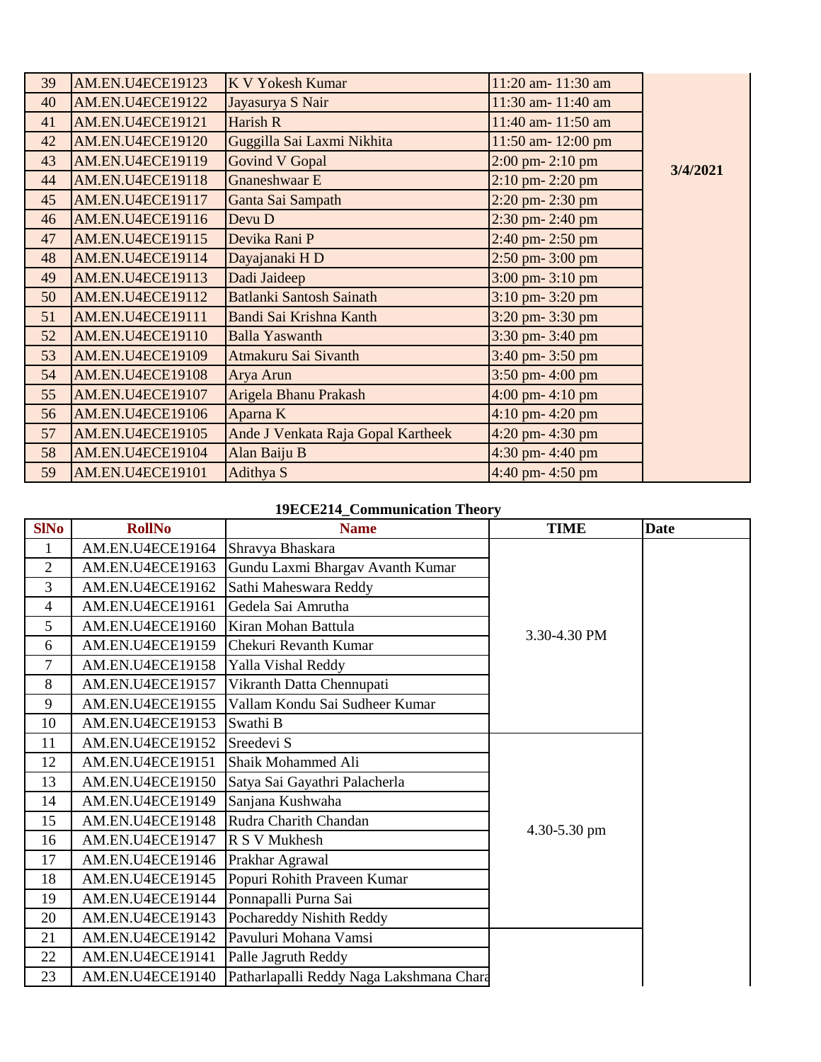| | | | | |
|---|---|---|---|---|
| 39 | AM.EN.U4ECE19123 | K V Yokesh Kumar | 11:20 am- 11:30 am | 3/4/2021 |
| 40 | AM.EN.U4ECE19122 | Jayasurya S Nair | 11:30 am- 11:40 am | |
| 41 | AM.EN.U4ECE19121 | Harish R | 11:40 am- 11:50 am | |
| 42 | AM.EN.U4ECE19120 | Guggilla Sai Laxmi Nikhita | 11:50 am- 12:00 pm | |
| 43 | AM.EN.U4ECE19119 | Govind V Gopal | 2:00 pm- 2:10 pm | |
| 44 | AM.EN.U4ECE19118 | Gnaneshwaar E | 2:10 pm- 2:20 pm | |
| 45 | AM.EN.U4ECE19117 | Ganta Sai Sampath | 2:20 pm- 2:30 pm | |
| 46 | AM.EN.U4ECE19116 | Devu D | 2:30 pm- 2:40 pm | |
| 47 | AM.EN.U4ECE19115 | Devika Rani P | 2:40 pm- 2:50 pm | |
| 48 | AM.EN.U4ECE19114 | Dayajanaki H D | 2:50 pm- 3:00 pm | |
| 49 | AM.EN.U4ECE19113 | Dadi Jaideep | 3:00 pm- 3:10 pm | |
| 50 | AM.EN.U4ECE19112 | Batlanki Santosh Sainath | 3:10 pm- 3:20 pm | |
| 51 | AM.EN.U4ECE19111 | Bandi Sai Krishna Kanth | 3:20 pm- 3:30 pm | |
| 52 | AM.EN.U4ECE19110 | Balla Yaswanth | 3:30 pm- 3:40 pm | |
| 53 | AM.EN.U4ECE19109 | Atmakuru Sai Sivanth | 3:40 pm- 3:50 pm | |
| 54 | AM.EN.U4ECE19108 | Arya Arun | 3:50 pm- 4:00 pm | |
| 55 | AM.EN.U4ECE19107 | Arigela Bhanu Prakash | 4:00 pm- 4:10 pm | |
| 56 | AM.EN.U4ECE19106 | Aparna K | 4:10 pm- 4:20 pm | |
| 57 | AM.EN.U4ECE19105 | Ande J Venkata Raja Gopal Kartheek | 4:20 pm- 4:30 pm | |
| 58 | AM.EN.U4ECE19104 | Alan Baiju B | 4:30 pm- 4:40 pm | |
| 59 | AM.EN.U4ECE19101 | Adithya S | 4:40 pm- 4:50 pm | |

## 19ECE214_Communication Theory

| SlNo | RollNo | Name | TIME | Date |
|---|---|---|---|---|
| 1 | AM.EN.U4ECE19164 | Shravya Bhaskara | 3.30-4.30 PM | |
| 2 | AM.EN.U4ECE19163 | Gundu Laxmi Bhargav Avanth Kumar | | |
| 3 | AM.EN.U4ECE19162 | Sathi Maheswara Reddy | | |
| 4 | AM.EN.U4ECE19161 | Gedela Sai Amrutha | | |
| 5 | AM.EN.U4ECE19160 | Kiran Mohan Battula | | |
| 6 | AM.EN.U4ECE19159 | Chekuri Revanth Kumar | | |
| 7 | AM.EN.U4ECE19158 | Yalla Vishal Reddy | | |
| 8 | AM.EN.U4ECE19157 | Vikranth Datta Chennupati | | |
| 9 | AM.EN.U4ECE19155 | Vallam Kondu Sai Sudheer Kumar | | |
| 10 | AM.EN.U4ECE19153 | Swathi B | | |
| 11 | AM.EN.U4ECE19152 | Sreedevi S | 4.30-5.30 pm | |
| 12 | AM.EN.U4ECE19151 | Shaik Mohammed Ali | | |
| 13 | AM.EN.U4ECE19150 | Satya Sai Gayathri Palacherla | | |
| 14 | AM.EN.U4ECE19149 | Sanjana Kushwaha | | |
| 15 | AM.EN.U4ECE19148 | Rudra Charith Chandan | | |
| 16 | AM.EN.U4ECE19147 | R S V Mukhesh | | |
| 17 | AM.EN.U4ECE19146 | Prakhar Agrawal | | |
| 18 | AM.EN.U4ECE19145 | Popuri Rohith Praveen Kumar | | |
| 19 | AM.EN.U4ECE19144 | Ponnapalli Purna Sai | | |
| 20 | AM.EN.U4ECE19143 | Pochareddy Nishith Reddy | | |
| 21 | AM.EN.U4ECE19142 | Pavuluri Mohana Vamsi | | |
| 22 | AM.EN.U4ECE19141 | Palle Jagruth Reddy | | |
| 23 | AM.EN.U4ECE19140 | Patharlapalli Reddy Naga Lakshmana Chara | | |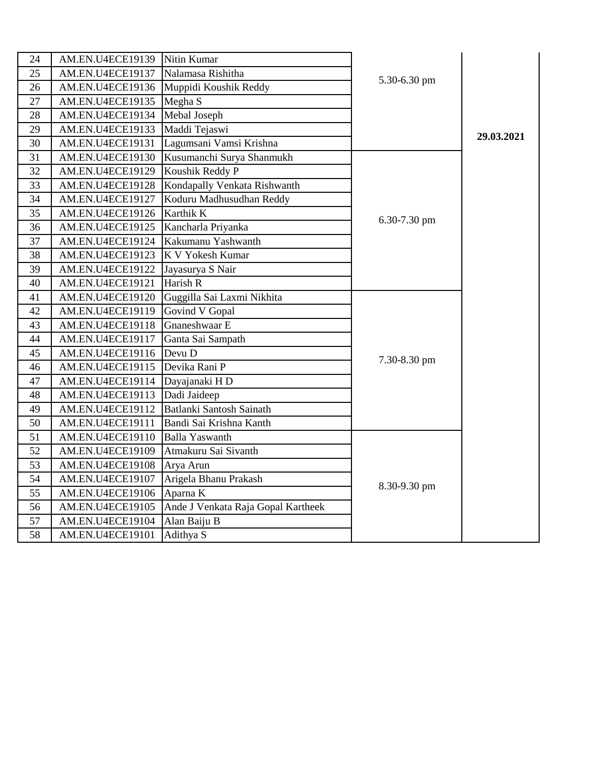| | | | | |
|---|---|---|---|---|
| 24 | AM.EN.U4ECE19139 | Nitin Kumar | 5.30-6.30 pm | 29.03.2021 |
| 25 | AM.EN.U4ECE19137 | Nalamasa Rishitha | | |
| 26 | AM.EN.U4ECE19136 | Muppidi Koushik Reddy | | |
| 27 | AM.EN.U4ECE19135 | Megha S | | |
| 28 | AM.EN.U4ECE19134 | Mebal Joseph | | |
| 29 | AM.EN.U4ECE19133 | Maddi Tejaswi | | |
| 30 | AM.EN.U4ECE19131 | Lagumsani Vamsi Krishna | | |
| 31 | AM.EN.U4ECE19130 | Kusumanchi Surya Shanmukh | 6.30-7.30 pm | |
| 32 | AM.EN.U4ECE19129 | Koushik Reddy P | | |
| 33 | AM.EN.U4ECE19128 | Kondapally Venkata Rishwanth | | |
| 34 | AM.EN.U4ECE19127 | Koduru Madhusudhan Reddy | | |
| 35 | AM.EN.U4ECE19126 | Karthik K | | |
| 36 | AM.EN.U4ECE19125 | Kancharla Priyanka | | |
| 37 | AM.EN.U4ECE19124 | Kakumanu Yashwanth | | |
| 38 | AM.EN.U4ECE19123 | K V Yokesh Kumar | | |
| 39 | AM.EN.U4ECE19122 | Jayasurya S Nair | | |
| 40 | AM.EN.U4ECE19121 | Harish R | | |
| 41 | AM.EN.U4ECE19120 | Guggilla Sai Laxmi Nikhita | 7.30-8.30 pm | |
| 42 | AM.EN.U4ECE19119 | Govind V Gopal | | |
| 43 | AM.EN.U4ECE19118 | Gnaneshwaar E | | |
| 44 | AM.EN.U4ECE19117 | Ganta Sai Sampath | | |
| 45 | AM.EN.U4ECE19116 | Devu D | | |
| 46 | AM.EN.U4ECE19115 | Devika Rani P | | |
| 47 | AM.EN.U4ECE19114 | Dayajanaki H D | | |
| 48 | AM.EN.U4ECE19113 | Dadi Jaideep | | |
| 49 | AM.EN.U4ECE19112 | Batlanki Santosh Sainath | | |
| 50 | AM.EN.U4ECE19111 | Bandi Sai Krishna Kanth | | |
| 51 | AM.EN.U4ECE19110 | Balla Yaswanth | 8.30-9.30 pm | |
| 52 | AM.EN.U4ECE19109 | Atmakuru Sai Sivanth | | |
| 53 | AM.EN.U4ECE19108 | Arya Arun | | |
| 54 | AM.EN.U4ECE19107 | Arigela Bhanu Prakash | | |
| 55 | AM.EN.U4ECE19106 | Aparna K | | |
| 56 | AM.EN.U4ECE19105 | Ande J Venkata Raja Gopal Kartheek | | |
| 57 | AM.EN.U4ECE19104 | Alan Baiju B | | |
| 58 | AM.EN.U4ECE19101 | Adithya S | | |